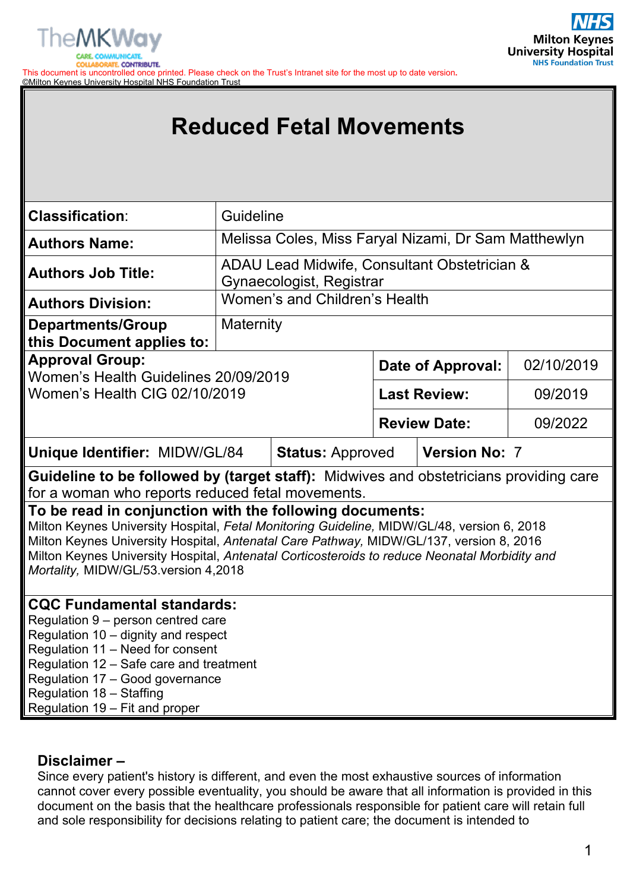This document is uncontrolled once printed. Please check on the Trust's Intranet site for the most up to date version.
©Milton Keynes University Hospital NHS Foundation Trust

# Reduced Fetal Movements

| | | | |
|---|---|---|---|
| **Classification:** | Guideline | | |
| **Authors Name:** | Melissa Coles, Miss Faryal Nizami, Dr Sam Matthewlyn | | |
| **Authors Job Title:** | ADAU Lead Midwife, Consultant Obstetrician & Gynaecologist, Registrar | | |
| **Authors Division:** | Women's and Children's Health | | |
| **Departments/Group this Document applies to:** | Maternity | | |
| **Approval Group:** Women's Health Guidelines 20/09/2019 Women's Health CIG 02/10/2019 | | **Date of Approval:** | 02/10/2019 |
| | | **Last Review:** | 09/2019 |
| | | **Review Date:** | 09/2022 |
| **Unique Identifier:** MIDW/GL/84 | **Status:** Approved | **Version No:** 7 | |

**Guideline to be followed by (target staff):** Midwives and obstetricians providing care for a woman who reports reduced fetal movements.

**To be read in conjunction with the following documents:**
Milton Keynes University Hospital, *Fetal Monitoring Guideline,* MIDW/GL/48, version 6, 2018
Milton Keynes University Hospital, *Antenatal Care Pathway,* MIDW/GL/137, version 8, 2016
Milton Keynes University Hospital, *Antenatal Corticosteroids to reduce Neonatal Morbidity and Mortality,* MIDW/GL/53.version 4,2018

**CQC Fundamental standards:**
Regulation 9 – person centred care
Regulation 10 – dignity and respect
Regulation 11 – Need for consent
Regulation 12 – Safe care and treatment
Regulation 17 – Good governance
Regulation 18 – Staffing
Regulation 19 – Fit and proper

## Disclaimer –

Since every patient's history is different, and even the most exhaustive sources of information cannot cover every possible eventuality, you should be aware that all information is provided in this document on the basis that the healthcare professionals responsible for patient care will retain full and sole responsibility for decisions relating to patient care; the document is intended to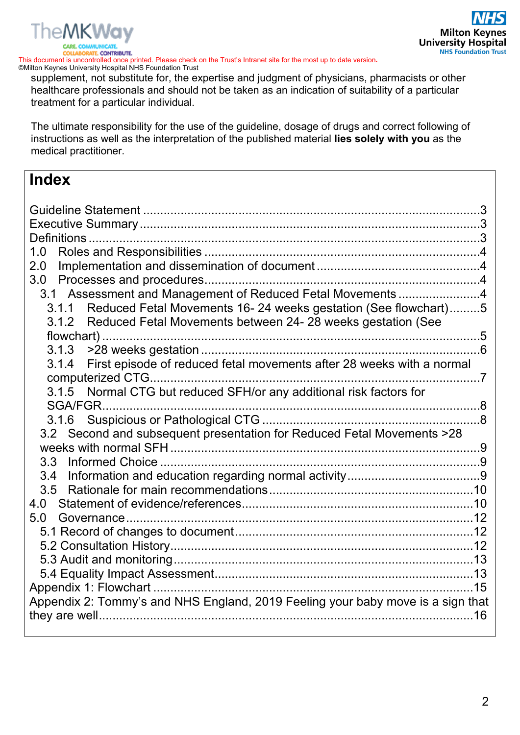supplement, not substitute for, the expertise and judgment of physicians, pharmacists or other healthcare professionals and should not be taken as an indication of suitability of a particular treatment for a particular individual.

The ultimate responsibility for the use of the guideline, dosage of drugs and correct following of instructions as well as the interpretation of the published material **lies solely with you** as the medical practitioner.

# Index

Guideline Statement ....................................................................................3
Executive Summary ......................................................................................3
Definitions .....................................................................................................3
1.0 Roles and Responsibilities ......................................................................4
2.0 Implementation and dissemination of document ...................................4
3.0 Processes and procedures.......................................................................4
- 3.1 Assessment and Management of Reduced Fetal Movements ........................4
  - 3.1.1 Reduced Fetal Movements 16- 24 weeks gestation (See flowchart).........5
  - 3.1.2 Reduced Fetal Movements between 24- 28 weeks gestation (See flowchart) ..........5
  - 3.1.3 >28 weeks gestation ..........................................................................6
  - 3.1.4 First episode of reduced fetal movements after 28 weeks with a normal computerized CTG..........7
  - 3.1.5 Normal CTG but reduced SFH/or any additional risk factors for SGA/FGR..........8
  - 3.1.6 Suspicious or Pathological CTG ..........................................................8
- 3.2 Second and subsequent presentation for Reduced Fetal Movements >28 weeks with normal SFH ..........9
- 3.3 Informed Choice .................................................................................9
- 3.4 Information and education regarding normal activity ................................9
- 3.5 Rationale for main recommendations.......................................................10

4.0 Statement of evidence/references.............................................................10
5.0 Governance...............................................................................................12
- 5.1 Record of changes to document..............................................................12
- 5.2 Consultation History................................................................................12
- 5.3 Audit and monitoring...............................................................................13
- 5.4 Equality Impact Assessment....................................................................13

Appendix 1: Flowchart .....................................................................................15
Appendix 2: Tommy's and NHS England, 2019 Feeling your baby move is a sign that they are well..........16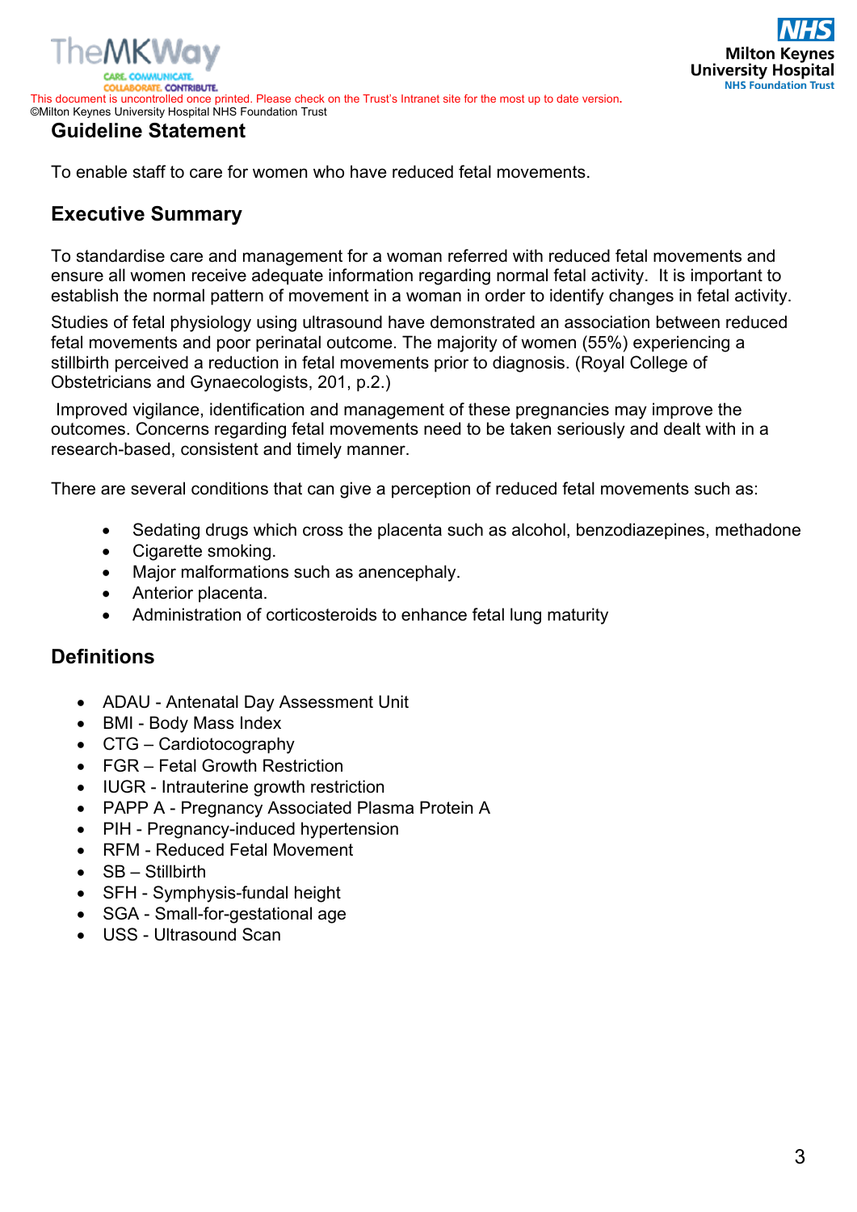## Guideline Statement

To enable staff to care for women who have reduced fetal movements.

## Executive Summary

To standardise care and management for a woman referred with reduced fetal movements and ensure all women receive adequate information regarding normal fetal activity. It is important to establish the normal pattern of movement in a woman in order to identify changes in fetal activity.

Studies of fetal physiology using ultrasound have demonstrated an association between reduced fetal movements and poor perinatal outcome. The majority of women (55%) experiencing a stillbirth perceived a reduction in fetal movements prior to diagnosis. (Royal College of Obstetricians and Gynaecologists, 201, p.2.)

Improved vigilance, identification and management of these pregnancies may improve the outcomes. Concerns regarding fetal movements need to be taken seriously and dealt with in a research-based, consistent and timely manner.

There are several conditions that can give a perception of reduced fetal movements such as:

- Sedating drugs which cross the placenta such as alcohol, benzodiazepines, methadone
- Cigarette smoking.
- Major malformations such as anencephaly.
- Anterior placenta.
- Administration of corticosteroids to enhance fetal lung maturity

## Definitions

- ADAU - Antenatal Day Assessment Unit
- BMI - Body Mass Index
- CTG – Cardiotocography
- FGR – Fetal Growth Restriction
- IUGR - Intrauterine growth restriction
- PAPP A - Pregnancy Associated Plasma Protein A
- PIH - Pregnancy-induced hypertension
- RFM - Reduced Fetal Movement
- SB – Stillbirth
- SFH - Symphysis-fundal height
- SGA - Small-for-gestational age
- USS - Ultrasound Scan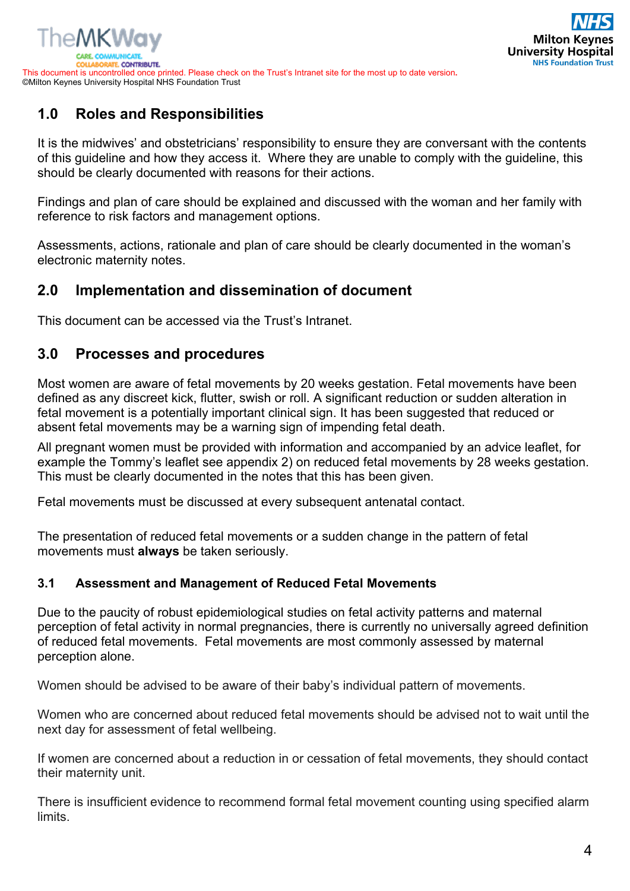## 1.0 Roles and Responsibilities

It is the midwives' and obstetricians' responsibility to ensure they are conversant with the contents of this guideline and how they access it. Where they are unable to comply with the guideline, this should be clearly documented with reasons for their actions.

Findings and plan of care should be explained and discussed with the woman and her family with reference to risk factors and management options.

Assessments, actions, rationale and plan of care should be clearly documented in the woman's electronic maternity notes.

## 2.0 Implementation and dissemination of document

This document can be accessed via the Trust's Intranet.

## 3.0 Processes and procedures

Most women are aware of fetal movements by 20 weeks gestation. Fetal movements have been defined as any discreet kick, flutter, swish or roll. A significant reduction or sudden alteration in fetal movement is a potentially important clinical sign. It has been suggested that reduced or absent fetal movements may be a warning sign of impending fetal death.

All pregnant women must be provided with information and accompanied by an advice leaflet, for example the Tommy's leaflet see appendix 2) on reduced fetal movements by 28 weeks gestation. This must be clearly documented in the notes that this has been given.

Fetal movements must be discussed at every subsequent antenatal contact.

The presentation of reduced fetal movements or a sudden change in the pattern of fetal movements must **always** be taken seriously.

### 3.1 Assessment and Management of Reduced Fetal Movements

Due to the paucity of robust epidemiological studies on fetal activity patterns and maternal perception of fetal activity in normal pregnancies, there is currently no universally agreed definition of reduced fetal movements. Fetal movements are most commonly assessed by maternal perception alone.

Women should be advised to be aware of their baby's individual pattern of movements.

Women who are concerned about reduced fetal movements should be advised not to wait until the next day for assessment of fetal wellbeing.

If women are concerned about a reduction in or cessation of fetal movements, they should contact their maternity unit.

There is insufficient evidence to recommend formal fetal movement counting using specified alarm limits.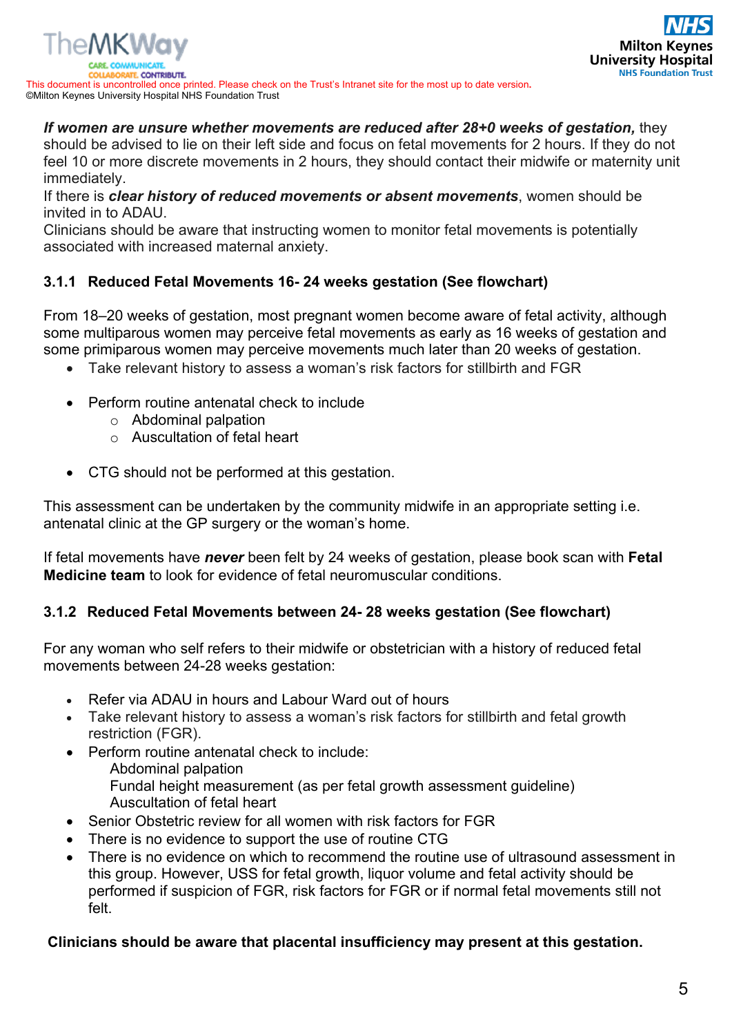***If women are unsure whether movements are reduced after 28+0 weeks of gestation,*** they should be advised to lie on their left side and focus on fetal movements for 2 hours. If they do not feel 10 or more discrete movements in 2 hours, they should contact their midwife or maternity unit immediately.
If there is ***clear history of reduced movements or absent movements***, women should be invited in to ADAU.
Clinicians should be aware that instructing women to monitor fetal movements is potentially associated with increased maternal anxiety.

### 3.1.1 Reduced Fetal Movements 16- 24 weeks gestation (See flowchart)

From 18–20 weeks of gestation, most pregnant women become aware of fetal activity, although some multiparous women may perceive fetal movements as early as 16 weeks of gestation and some primiparous women may perceive movements much later than 20 weeks of gestation.

- Take relevant history to assess a woman's risk factors for stillbirth and FGR

- Perform routine antenatal check to include
  - Abdominal palpation
  - Auscultation of fetal heart

- CTG should not be performed at this gestation.

This assessment can be undertaken by the community midwife in an appropriate setting i.e. antenatal clinic at the GP surgery or the woman's home.

If fetal movements have ***never*** been felt by 24 weeks of gestation, please book scan with **Fetal Medicine team** to look for evidence of fetal neuromuscular conditions.

### 3.1.2 Reduced Fetal Movements between 24- 28 weeks gestation (See flowchart)

For any woman who self refers to their midwife or obstetrician with a history of reduced fetal movements between 24-28 weeks gestation:

- Refer via ADAU in hours and Labour Ward out of hours
- Take relevant history to assess a woman's risk factors for stillbirth and fetal growth restriction (FGR).
- Perform routine antenatal check to include:
  - Abdominal palpation
  - Fundal height measurement (as per fetal growth assessment guideline)
  - Auscultation of fetal heart
- Senior Obstetric review for all women with risk factors for FGR
- There is no evidence to support the use of routine CTG
- There is no evidence on which to recommend the routine use of ultrasound assessment in this group. However, USS for fetal growth, liquor volume and fetal activity should be performed if suspicion of FGR, risk factors for FGR or if normal fetal movements still not felt.

**Clinicians should be aware that placental insufficiency may present at this gestation.**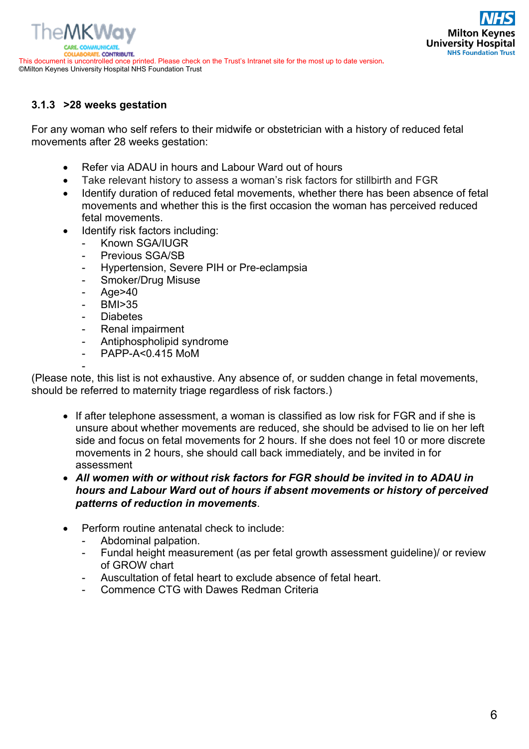### 3.1.3 >28 weeks gestation

For any woman who self refers to their midwife or obstetrician with a history of reduced fetal movements after 28 weeks gestation:

- Refer via ADAU in hours and Labour Ward out of hours
- Take relevant history to assess a woman's risk factors for stillbirth and FGR
- Identify duration of reduced fetal movements, whether there has been absence of fetal movements and whether this is the first occasion the woman has perceived reduced fetal movements.
- Identify risk factors including:
  - Known SGA/IUGR
  - Previous SGA/SB
  - Hypertension, Severe PIH or Pre-eclampsia
  - Smoker/Drug Misuse
  - Age>40
  - BMI>35
  - Diabetes
  - Renal impairment
  - Antiphospholipid syndrome
  - PAPP-A<0.415 MoM
  -

(Please note, this list is not exhaustive. Any absence of, or sudden change in fetal movements, should be referred to maternity triage regardless of risk factors.)

- If after telephone assessment, a woman is classified as low risk for FGR and if she is unsure about whether movements are reduced, she should be advised to lie on her left side and focus on fetal movements for 2 hours. If she does not feel 10 or more discrete movements in 2 hours, she should call back immediately, and be invited in for assessment
- ***All women with or without risk factors for FGR should be invited in to ADAU in hours and Labour Ward out of hours if absent movements or history of perceived patterns of reduction in movements***.

- Perform routine antenatal check to include:
  - Abdominal palpation.
  - Fundal height measurement (as per fetal growth assessment guideline)/ or review of GROW chart
  - Auscultation of fetal heart to exclude absence of fetal heart.
  - Commence CTG with Dawes Redman Criteria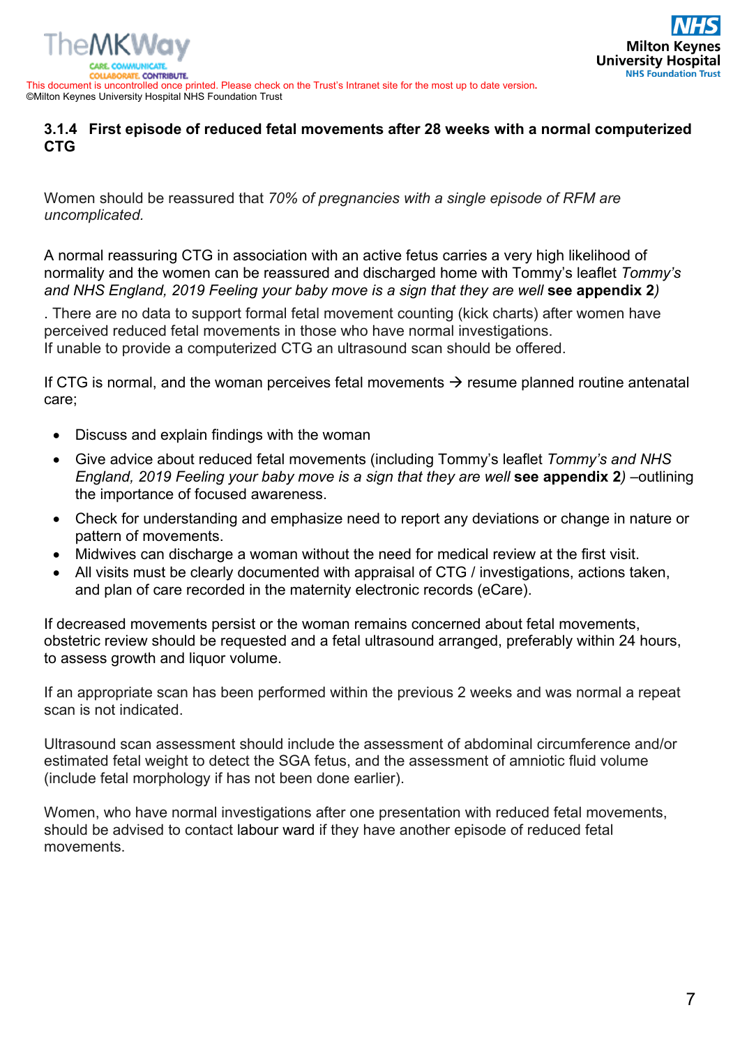### 3.1.4 First episode of reduced fetal movements after 28 weeks with a normal computerized CTG

Women should be reassured that *70% of pregnancies with a single episode of RFM are uncomplicated.*

A normal reassuring CTG in association with an active fetus carries a very high likelihood of normality and the women can be reassured and discharged home with Tommy's leaflet *Tommy's and NHS England, 2019 Feeling your baby move is a sign that they are well* **see appendix 2***)*

. There are no data to support formal fetal movement counting (kick charts) after women have perceived reduced fetal movements in those who have normal investigations.
If unable to provide a computerized CTG an ultrasound scan should be offered.

If CTG is normal, and the woman perceives fetal movements → resume planned routine antenatal care;

- Discuss and explain findings with the woman
- Give advice about reduced fetal movements (including Tommy's leaflet *Tommy's and NHS England, 2019 Feeling your baby move is a sign that they are well* **see appendix 2***)* –outlining the importance of focused awareness.
- Check for understanding and emphasize need to report any deviations or change in nature or pattern of movements.
- Midwives can discharge a woman without the need for medical review at the first visit.
- All visits must be clearly documented with appraisal of CTG / investigations, actions taken, and plan of care recorded in the maternity electronic records (eCare).

If decreased movements persist or the woman remains concerned about fetal movements, obstetric review should be requested and a fetal ultrasound arranged, preferably within 24 hours, to assess growth and liquor volume.

If an appropriate scan has been performed within the previous 2 weeks and was normal a repeat scan is not indicated.

Ultrasound scan assessment should include the assessment of abdominal circumference and/or estimated fetal weight to detect the SGA fetus, and the assessment of amniotic fluid volume (include fetal morphology if has not been done earlier).

Women, who have normal investigations after one presentation with reduced fetal movements, should be advised to contact labour ward if they have another episode of reduced fetal movements.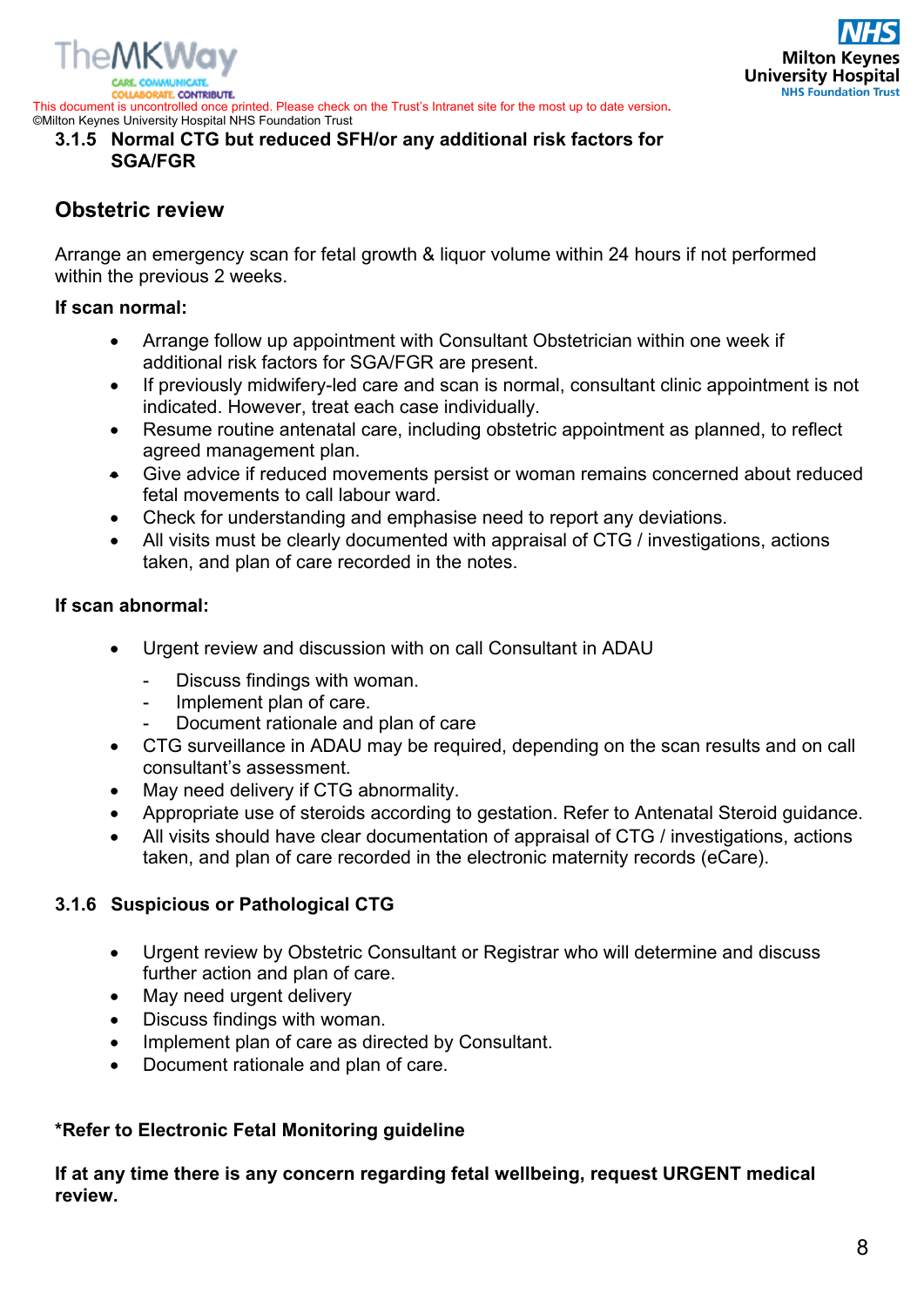### 3.1.5 Normal CTG but reduced SFH/or any additional risk factors for SGA/FGR

## Obstetric review

Arrange an emergency scan for fetal growth & liquor volume within 24 hours if not performed within the previous 2 weeks.

**If scan normal:**

- Arrange follow up appointment with Consultant Obstetrician within one week if additional risk factors for SGA/FGR are present.
- If previously midwifery-led care and scan is normal, consultant clinic appointment is not indicated. However, treat each case individually.
- Resume routine antenatal care, including obstetric appointment as planned, to reflect agreed management plan.
- Give advice if reduced movements persist or woman remains concerned about reduced fetal movements to call labour ward.
- Check for understanding and emphasise need to report any deviations.
- All visits must be clearly documented with appraisal of CTG / investigations, actions taken, and plan of care recorded in the notes.

**If scan abnormal:**

- Urgent review and discussion with on call Consultant in ADAU
  - Discuss findings with woman.
  - Implement plan of care.
  - Document rationale and plan of care
- CTG surveillance in ADAU may be required, depending on the scan results and on call consultant's assessment.
- May need delivery if CTG abnormality.
- Appropriate use of steroids according to gestation. Refer to Antenatal Steroid guidance.
- All visits should have clear documentation of appraisal of CTG / investigations, actions taken, and plan of care recorded in the electronic maternity records (eCare).

### 3.1.6 Suspicious or Pathological CTG

- Urgent review by Obstetric Consultant or Registrar who will determine and discuss further action and plan of care.
- May need urgent delivery
- Discuss findings with woman.
- Implement plan of care as directed by Consultant.
- Document rationale and plan of care.

**\*Refer to Electronic Fetal Monitoring guideline**

**If at any time there is any concern regarding fetal wellbeing, request URGENT medical review.**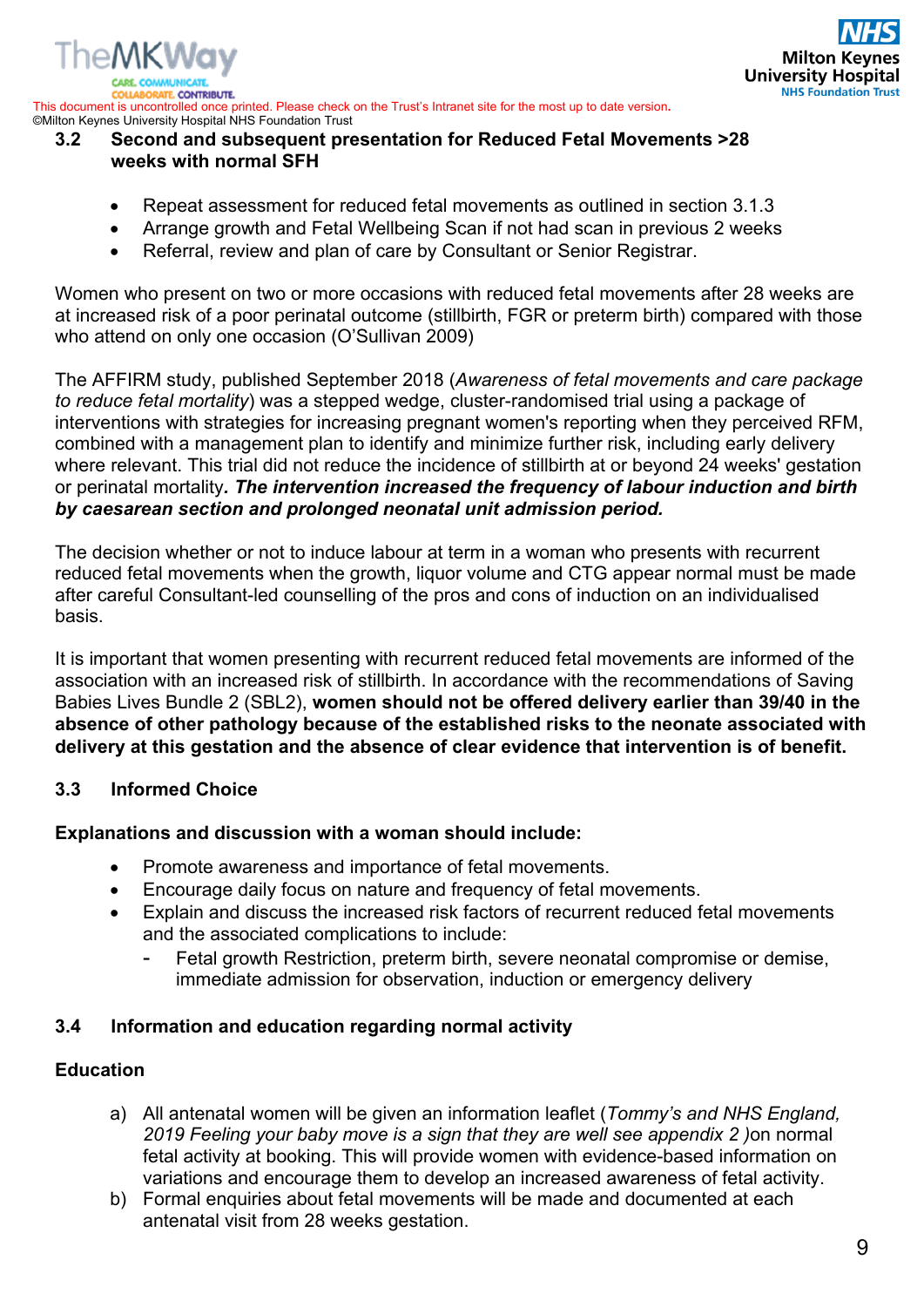### 3.2 Second and subsequent presentation for Reduced Fetal Movements >28 weeks with normal SFH

- Repeat assessment for reduced fetal movements as outlined in section 3.1.3
- Arrange growth and Fetal Wellbeing Scan if not had scan in previous 2 weeks
- Referral, review and plan of care by Consultant or Senior Registrar.

Women who present on two or more occasions with reduced fetal movements after 28 weeks are at increased risk of a poor perinatal outcome (stillbirth, FGR or preterm birth) compared with those who attend on only one occasion (O'Sullivan 2009)

The AFFIRM study, published September 2018 (*Awareness of fetal movements and care package to reduce fetal mortality*) was a stepped wedge, cluster-randomised trial using a package of interventions with strategies for increasing pregnant women's reporting when they perceived RFM, combined with a management plan to identify and minimize further risk, including early delivery where relevant. This trial did not reduce the incidence of stillbirth at or beyond 24 weeks' gestation or perinatal mortality***. The intervention increased the frequency of labour induction and birth by caesarean section and prolonged neonatal unit admission period.***

The decision whether or not to induce labour at term in a woman who presents with recurrent reduced fetal movements when the growth, liquor volume and CTG appear normal must be made after careful Consultant-led counselling of the pros and cons of induction on an individualised basis.

It is important that women presenting with recurrent reduced fetal movements are informed of the association with an increased risk of stillbirth. In accordance with the recommendations of Saving Babies Lives Bundle 2 (SBL2), **women should not be offered delivery earlier than 39/40 in the absence of other pathology because of the established risks to the neonate associated with delivery at this gestation and the absence of clear evidence that intervention is of benefit.**

### 3.3 Informed Choice

**Explanations and discussion with a woman should include:**

- Promote awareness and importance of fetal movements.
- Encourage daily focus on nature and frequency of fetal movements.
- Explain and discuss the increased risk factors of recurrent reduced fetal movements and the associated complications to include:
  - Fetal growth Restriction, preterm birth, severe neonatal compromise or demise, immediate admission for observation, induction or emergency delivery

### 3.4 Information and education regarding normal activity

**Education**

a) All antenatal women will be given an information leaflet (*Tommy's and NHS England, 2019 Feeling your baby move is a sign that they are well see appendix 2* )on normal fetal activity at booking. This will provide women with evidence-based information on variations and encourage them to develop an increased awareness of fetal activity.

b) Formal enquiries about fetal movements will be made and documented at each antenatal visit from 28 weeks gestation.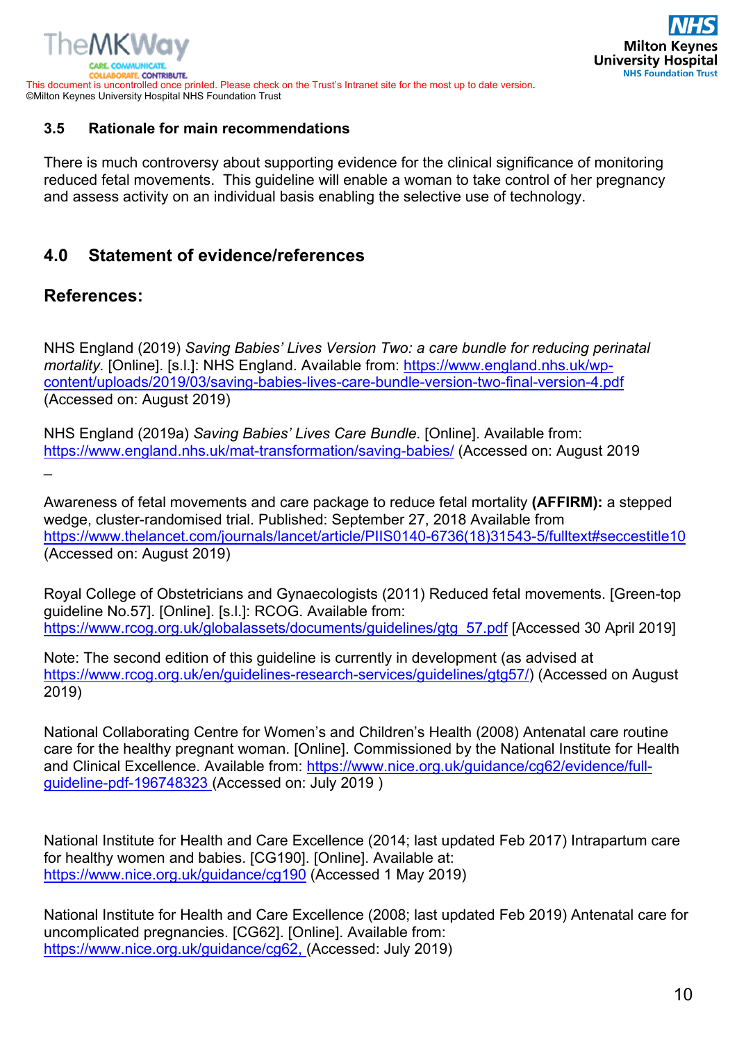### 3.5 Rationale for main recommendations

There is much controversy about supporting evidence for the clinical significance of monitoring reduced fetal movements. This guideline will enable a woman to take control of her pregnancy and assess activity on an individual basis enabling the selective use of technology.

## 4.0 Statement of evidence/references

## References:

NHS England (2019) *Saving Babies' Lives Version Two: a care bundle for reducing perinatal mortality.* [Online]. [s.l.]: NHS England. Available from: https://www.england.nhs.uk/wp-content/uploads/2019/03/saving-babies-lives-care-bundle-version-two-final-version-4.pdf (Accessed on: August 2019)

NHS England (2019a) *Saving Babies' Lives Care Bundle*. [Online]. Available from: https://www.england.nhs.uk/mat-transformation/saving-babies/ (Accessed on: August 2019

_

Awareness of fetal movements and care package to reduce fetal mortality **(AFFIRM):** a stepped wedge, cluster-randomised trial. Published: September 27, 2018 Available from https://www.thelancet.com/journals/lancet/article/PIIS0140-6736(18)31543-5/fulltext#seccestitle10 (Accessed on: August 2019)

Royal College of Obstetricians and Gynaecologists (2011) Reduced fetal movements. [Green-top guideline No.57]. [Online]. [s.l.]: RCOG. Available from: https://www.rcog.org.uk/globalassets/documents/guidelines/gtg_57.pdf [Accessed 30 April 2019]

Note: The second edition of this guideline is currently in development (as advised at https://www.rcog.org.uk/en/guidelines-research-services/guidelines/gtg57/) (Accessed on August 2019)

National Collaborating Centre for Women's and Children's Health (2008) Antenatal care routine care for the healthy pregnant woman. [Online]. Commissioned by the National Institute for Health and Clinical Excellence. Available from: https://www.nice.org.uk/guidance/cg62/evidence/full-guideline-pdf-196748323 (Accessed on: July 2019 )

National Institute for Health and Care Excellence (2014; last updated Feb 2017) Intrapartum care for healthy women and babies. [CG190]. [Online]. Available at: https://www.nice.org.uk/guidance/cg190 (Accessed 1 May 2019)

National Institute for Health and Care Excellence (2008; last updated Feb 2019) Antenatal care for uncomplicated pregnancies. [CG62]. [Online]. Available from: https://www.nice.org.uk/guidance/cg62, (Accessed: July 2019)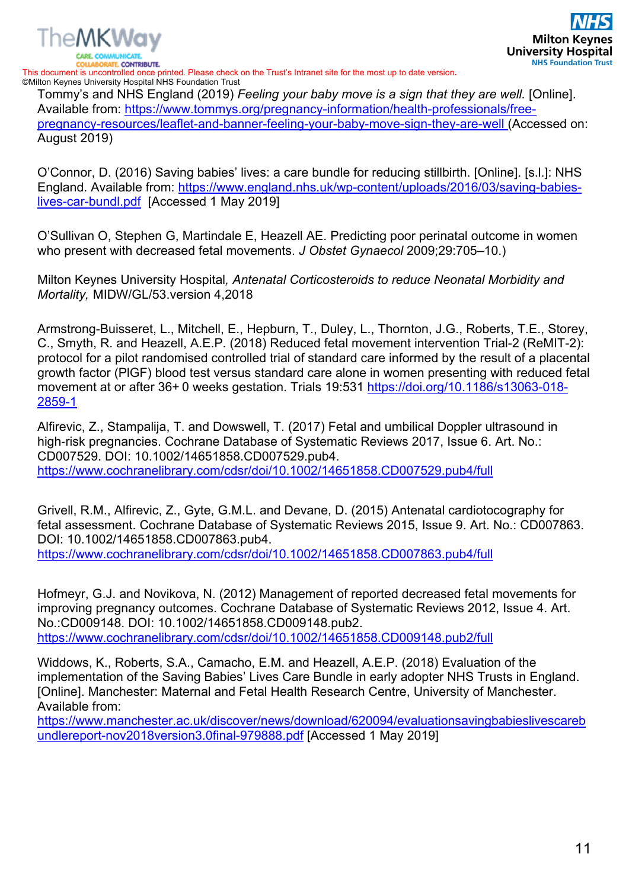Tommy's and NHS England (2019) *Feeling your baby move is a sign that they are well.* [Online]. Available from: https://www.tommys.org/pregnancy-information/health-professionals/free-pregnancy-resources/leaflet-and-banner-feeling-your-baby-move-sign-they-are-well (Accessed on: August 2019)

O'Connor, D. (2016) Saving babies' lives: a care bundle for reducing stillbirth. [Online]. [s.l.]: NHS England. Available from: https://www.england.nhs.uk/wp-content/uploads/2016/03/saving-babies-lives-car-bundl.pdf [Accessed 1 May 2019]

O'Sullivan O, Stephen G, Martindale E, Heazell AE. Predicting poor perinatal outcome in women who present with decreased fetal movements. *J Obstet Gynaecol* 2009;29:705–10.)

Milton Keynes University Hospital*, Antenatal Corticosteroids to reduce Neonatal Morbidity and Mortality,* MIDW/GL/53.version 4,2018

Armstrong-Buisseret, L., Mitchell, E., Hepburn, T., Duley, L., Thornton, J.G., Roberts, T.E., Storey, C., Smyth, R. and Heazell, A.E.P. (2018) Reduced fetal movement intervention Trial-2 (ReMIT-2): protocol for a pilot randomised controlled trial of standard care informed by the result of a placental growth factor (PlGF) blood test versus standard care alone in women presenting with reduced fetal movement at or after 36+ 0 weeks gestation. Trials 19:531 https://doi.org/10.1186/s13063-018-2859-1

Alfirevic, Z., Stampalija, T. and Dowswell, T. (2017) Fetal and umbilical Doppler ultrasound in high-risk pregnancies. Cochrane Database of Systematic Reviews 2017, Issue 6. Art. No.: CD007529. DOI: 10.1002/14651858.CD007529.pub4. https://www.cochranelibrary.com/cdsr/doi/10.1002/14651858.CD007529.pub4/full

Grivell, R.M., Alfirevic, Z., Gyte, G.M.L. and Devane, D. (2015) Antenatal cardiotocography for fetal assessment. Cochrane Database of Systematic Reviews 2015, Issue 9. Art. No.: CD007863. DOI: 10.1002/14651858.CD007863.pub4. https://www.cochranelibrary.com/cdsr/doi/10.1002/14651858.CD007863.pub4/full

Hofmeyr, G.J. and Novikova, N. (2012) Management of reported decreased fetal movements for improving pregnancy outcomes. Cochrane Database of Systematic Reviews 2012, Issue 4. Art. No.:CD009148. DOI: 10.1002/14651858.CD009148.pub2. https://www.cochranelibrary.com/cdsr/doi/10.1002/14651858.CD009148.pub2/full

Widdows, K., Roberts, S.A., Camacho, E.M. and Heazell, A.E.P. (2018) Evaluation of the implementation of the Saving Babies' Lives Care Bundle in early adopter NHS Trusts in England. [Online]. Manchester: Maternal and Fetal Health Research Centre, University of Manchester. Available from: https://www.manchester.ac.uk/discover/news/download/620094/evaluationsavingbabieslivescarebundlereport-nov2018version3.0final-979888.pdf [Accessed 1 May 2019]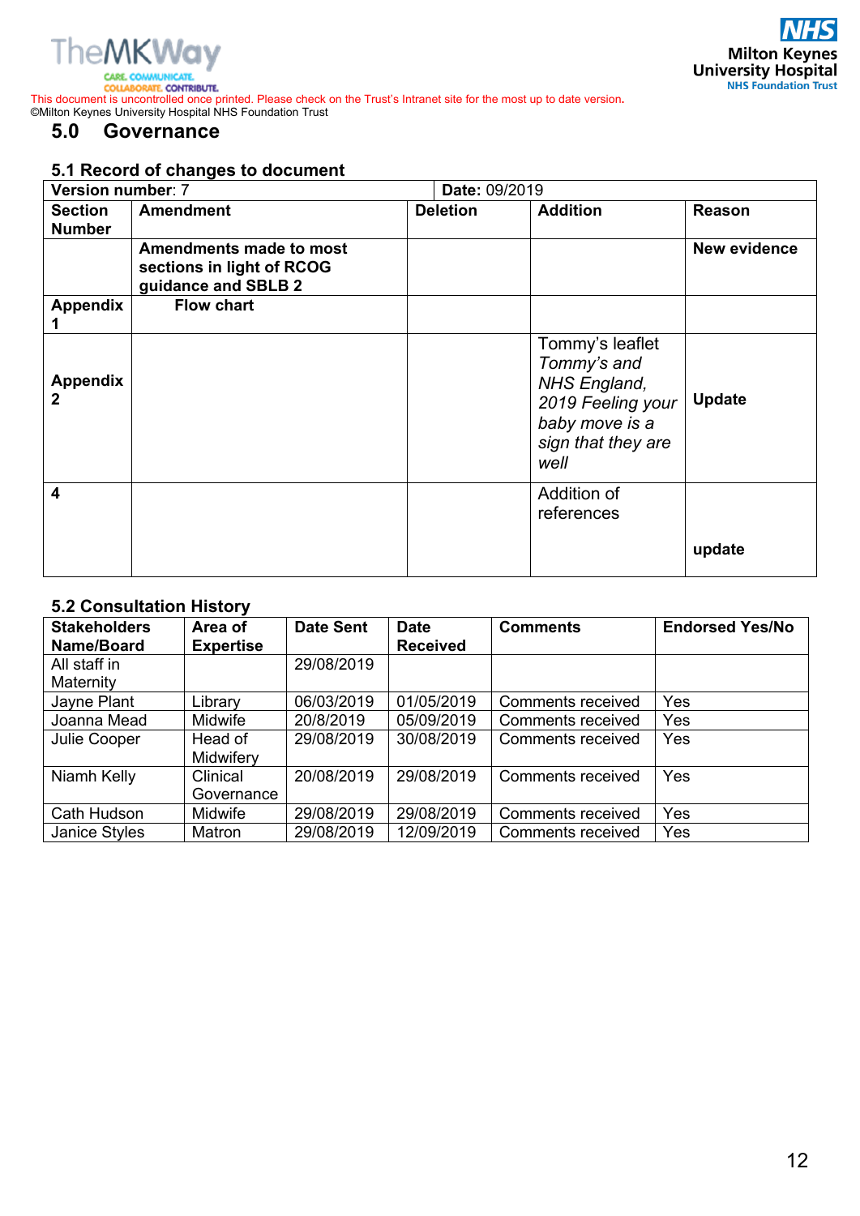## 5.0 Governance

### 5.1 Record of changes to document

| **Version number**: 7 | | **Date:** 09/2019 | | |
|---|---|---|---|---|
| **Section Number** | **Amendment** | **Deletion** | **Addition** | **Reason** |
| | **Amendments made to most sections in light of RCOG guidance and SBLB 2** | | | **New evidence** |
| **Appendix 1** | **Flow chart** | | | |
| **Appendix 2** | | | Tommy's leaflet *Tommy's and NHS England, 2019 Feeling your baby move is a sign that they are well* | **Update** |
| **4** | | | Addition of references | **update** |

### 5.2 Consultation History

| Stakeholders Name/Board | Area of Expertise | Date Sent | Date Received | Comments | Endorsed Yes/No |
|---|---|---|---|---|---|
| All staff in Maternity | | 29/08/2019 | | | |
| Jayne Plant | Library | 06/03/2019 | 01/05/2019 | Comments received | Yes |
| Joanna Mead | Midwife | 20/8/2019 | 05/09/2019 | Comments received | Yes |
| Julie Cooper | Head of Midwifery | 29/08/2019 | 30/08/2019 | Comments received | Yes |
| Niamh Kelly | Clinical Governance | 20/08/2019 | 29/08/2019 | Comments received | Yes |
| Cath Hudson | Midwife | 29/08/2019 | 29/08/2019 | Comments received | Yes |
| Janice Styles | Matron | 29/08/2019 | 12/09/2019 | Comments received | Yes |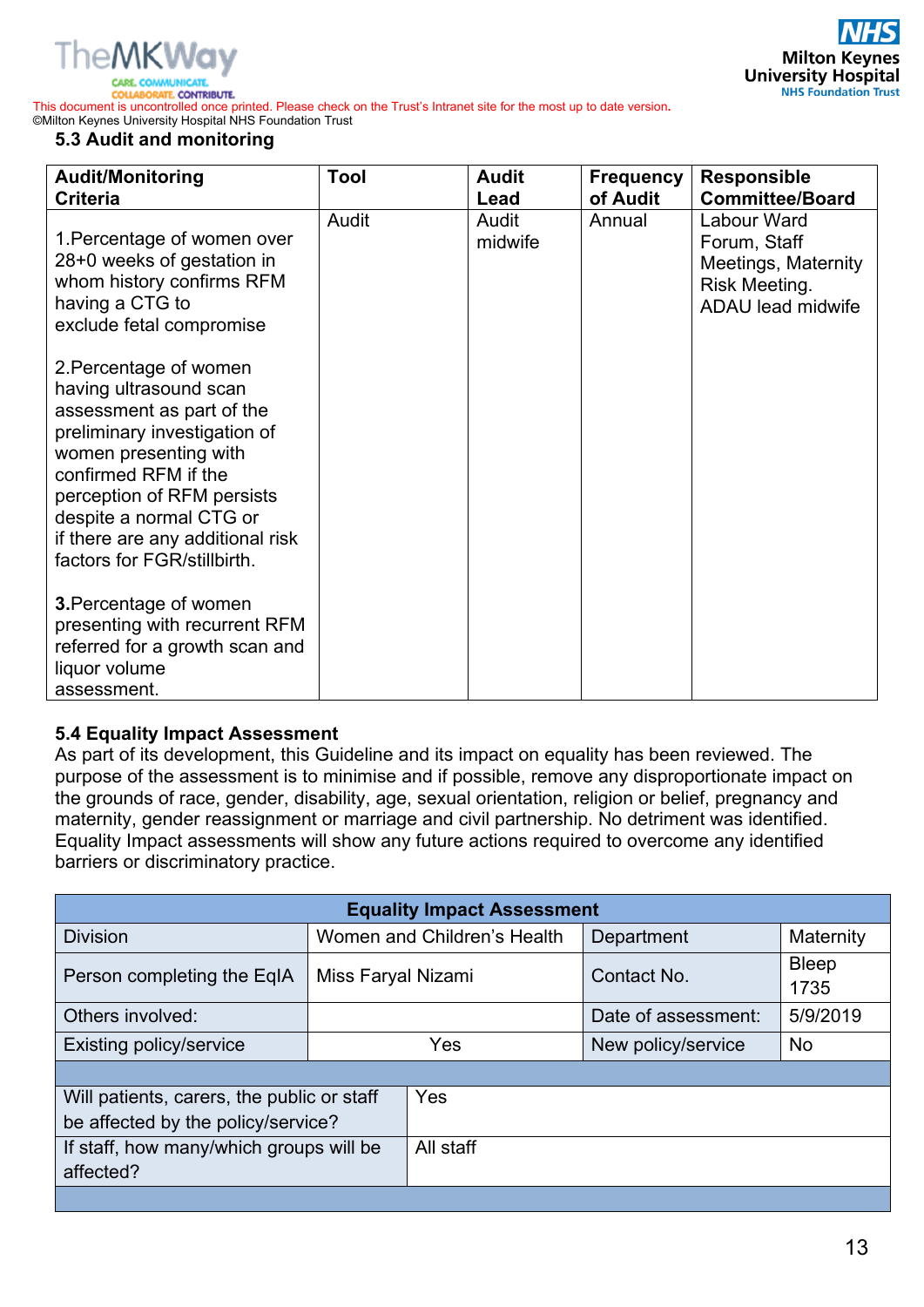### 5.3 Audit and monitoring

| Audit/Monitoring Criteria | Tool | Audit Lead | Frequency of Audit | Responsible Committee/Board |
|---|---|---|---|---|
| 1.Percentage of women over 28+0 weeks of gestation in whom history confirms RFM having a CTG to exclude fetal compromise<br><br>2.Percentage of women having ultrasound scan assessment as part of the preliminary investigation of women presenting with confirmed RFM if the perception of RFM persists despite a normal CTG or if there are any additional risk factors for FGR/stillbirth.<br><br>**3.**Percentage of women presenting with recurrent RFM referred for a growth scan and liquor volume assessment. | Audit | Audit midwife | Annual | Labour Ward Forum, Staff Meetings, Maternity Risk Meeting. ADAU lead midwife |

### 5.4 Equality Impact Assessment

As part of its development, this Guideline and its impact on equality has been reviewed. The purpose of the assessment is to minimise and if possible, remove any disproportionate impact on the grounds of race, gender, disability, age, sexual orientation, religion or belief, pregnancy and maternity, gender reassignment or marriage and civil partnership. No detriment was identified. Equality Impact assessments will show any future actions required to overcome any identified barriers or discriminatory practice.

| Equality Impact Assessment | | | |
|---|---|---|---|
| Division | Women and Children's Health | Department | Maternity |
| Person completing the EqIA | Miss Faryal Nizami | Contact No. | Bleep 1735 |
| Others involved: | | Date of assessment: | 5/9/2019 |
| Existing policy/service | Yes | New policy/service | No |
| | | | |
| Will patients, carers, the public or staff be affected by the policy/service? | Yes | | |
| If staff, how many/which groups will be affected? | All staff | | |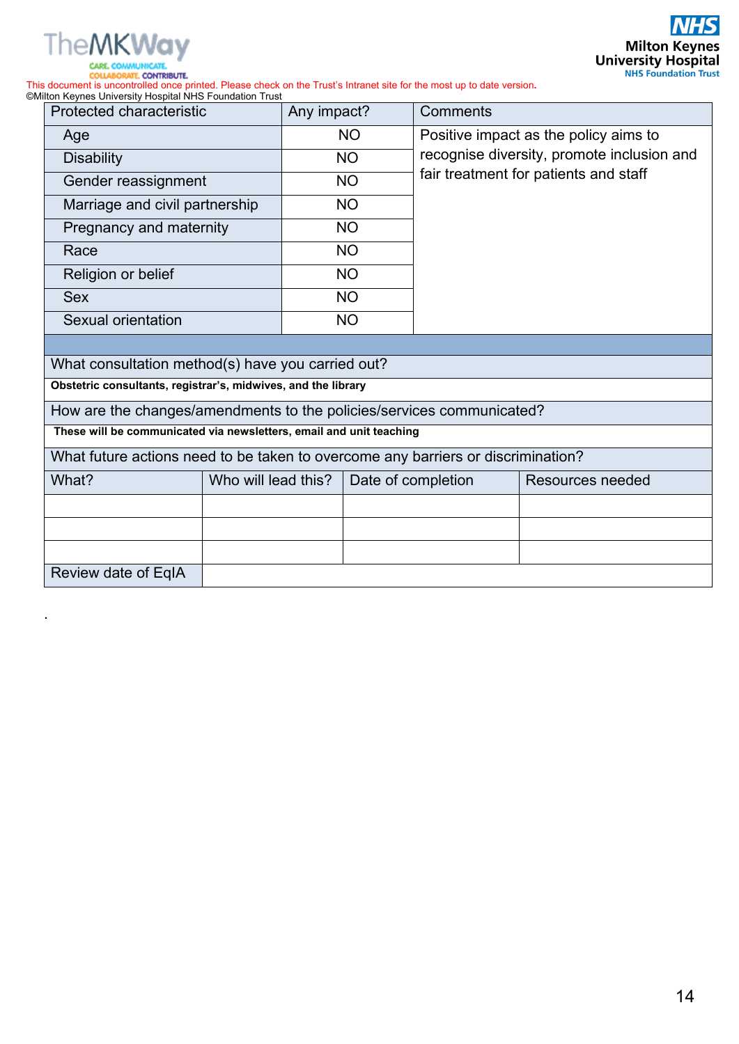| Protected characteristic | Any impact? | Comments |
|---|---|---|
| Age | NO | Positive impact as the policy aims to recognise diversity, promote inclusion and fair treatment for patients and staff |
| Disability | NO | |
| Gender reassignment | NO | |
| Marriage and civil partnership | NO | |
| Pregnancy and maternity | NO | |
| Race | NO | |
| Religion or belief | NO | |
| Sex | NO | |
| Sexual orientation | NO | |

What consultation method(s) have you carried out?

**Obstetric consultants, registrar's, midwives, and the library**

How are the changes/amendments to the policies/services communicated?

**These will be communicated via newsletters, email and unit teaching**

What future actions need to be taken to overcome any barriers or discrimination?

| What? | Who will lead this? | Date of completion | Resources needed |
|---|---|---|---|
| | | | |
| | | | |
| | | | |
| Review date of EqIA | | | |

.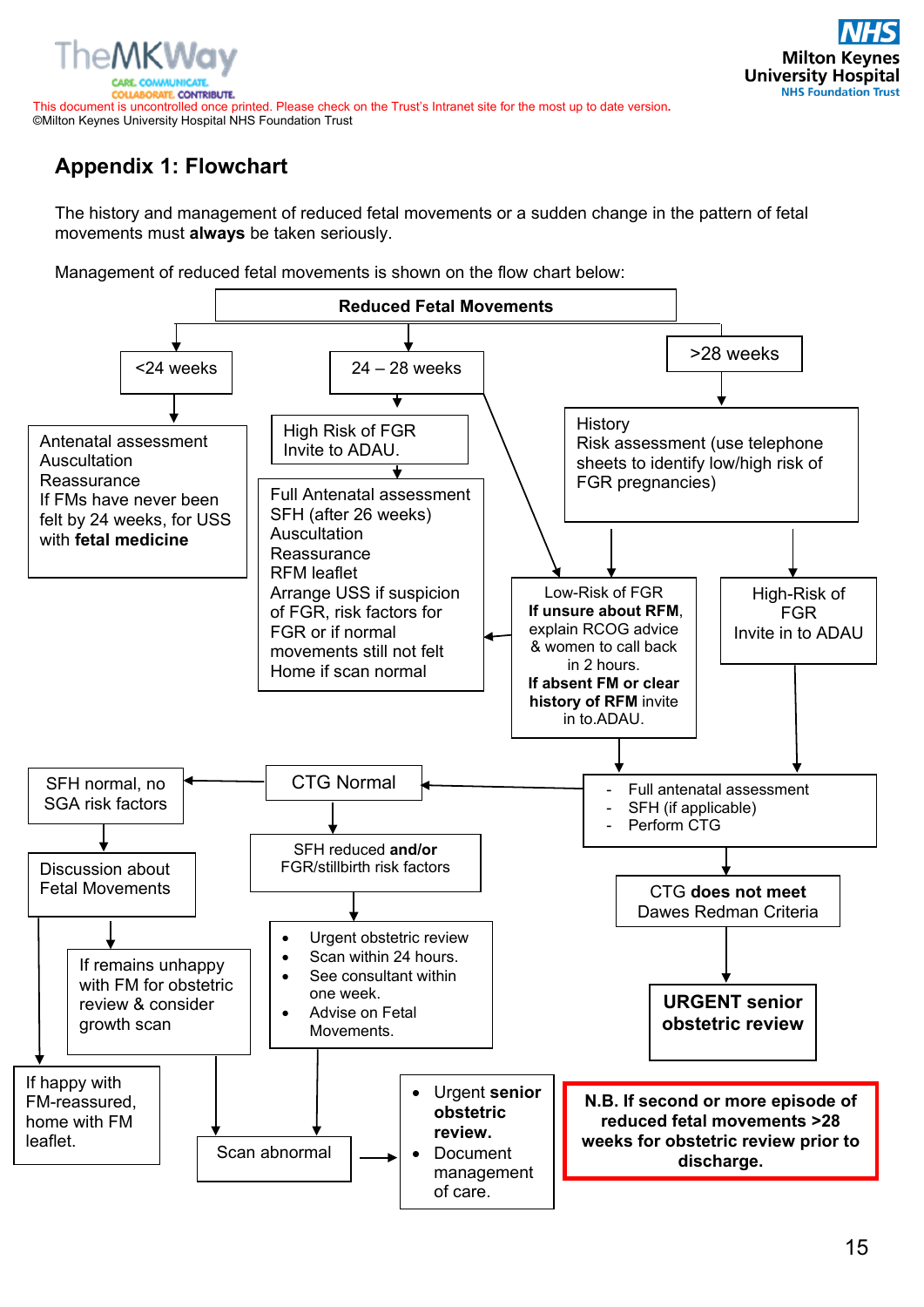This document is uncontrolled once printed. Please check on the Trust's Intranet site for the most up to date version.
©Milton Keynes University Hospital NHS Foundation Trust

## Appendix 1: Flowchart

The history and management of reduced fetal movements or a sudden change in the pattern of fetal movements must **always** be taken seriously.

Management of reduced fetal movements is shown on the flow chart below:

**Reduced Fetal Movements**

<24 weeks

Antenatal assessment
Auscultation
Reassurance
If FMs have never been felt by 24 weeks, for USS with **fetal medicine**

24 – 28 weeks

High Risk of FGR
Invite to ADAU.

Full Antenatal assessment
SFH (after 26 weeks)
Auscultation
Reassurance
RFM leaflet
Arrange USS if suspicion of FGR, risk factors for FGR or if normal movements still not felt
Home if scan normal

>28 weeks

History
Risk assessment (use telephone sheets to identify low/high risk of FGR pregnancies)

Low-Risk of FGR
**If unsure about RFM**, explain RCOG advice & women to call back in 2 hours.
**If absent FM or clear history of RFM** invite in to.ADAU.

High-Risk of FGR
Invite in to ADAU

- Full antenatal assessment
- SFH (if applicable)
- Perform CTG

CTG Normal

SFH normal, no SGA risk factors

Discussion about Fetal Movements

If remains unhappy with FM for obstetric review & consider growth scan

If happy with FM-reassured, home with FM leaflet.

SFH reduced **and/or** FGR/stillbirth risk factors

- Urgent obstetric review
- Scan within 24 hours.
- See consultant within one week.
- Advise on Fetal Movements.

Scan abnormal

- Urgent **senior obstetric review.**
- Document management of care.

CTG **does not meet** Dawes Redman Criteria

**URGENT senior obstetric review**

**N.B. If second or more episode of reduced fetal movements >28 weeks for obstetric review prior to discharge.**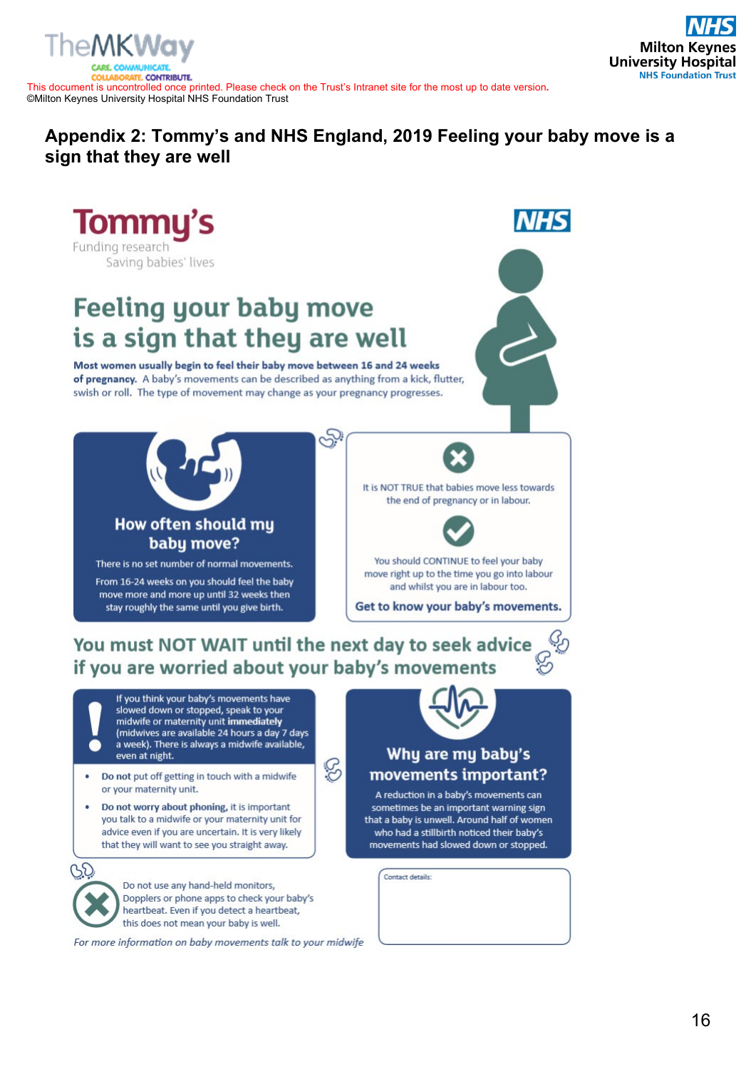## Appendix 2: Tommy's and NHS England, 2019 Feeling your baby move is a sign that they are well

Tommy's
Funding research
Saving babies' lives

NHS

# Feeling your baby move is a sign that they are well

**Most women usually begin to feel their baby move between 16 and 24 weeks of pregnancy.** A baby's movements can be described as anything from a kick, flutter, swish or roll. The type of movement may change as your pregnancy progresses.

### How often should my baby move?

There is no set number of normal movements.

From 16-24 weeks on you should feel the baby move more and more up until 32 weeks then stay roughly the same until you give birth.

It is NOT TRUE that babies move less towards the end of pregnancy or in labour.

You should CONTINUE to feel your baby move right up to the time you go into labour and whilst you are in labour too.

**Get to know your baby's movements.**

## You must NOT WAIT until the next day to seek advice if you are worried about your baby's movements

If you think your baby's movements have slowed down or stopped, speak to your midwife or maternity unit **immediately** (midwives are available 24 hours a day 7 days a week). There is always a midwife available, even at night.

- **Do not** put off getting in touch with a midwife or your maternity unit.
- **Do not worry about phoning,** it is important you talk to a midwife or your maternity unit for advice even if you are uncertain. It is very likely that they will want to see you straight away.

### Why are my baby's movements important?

A reduction in a baby's movements can sometimes be an important warning sign that a baby is unwell. Around half of women who had a stillbirth noticed their baby's movements had slowed down or stopped.

Do not use any hand-held monitors, Dopplers or phone apps to check your baby's heartbeat. Even if you detect a heartbeat, this does not mean your baby is well.

Contact details:

*For more information on baby movements talk to your midwife*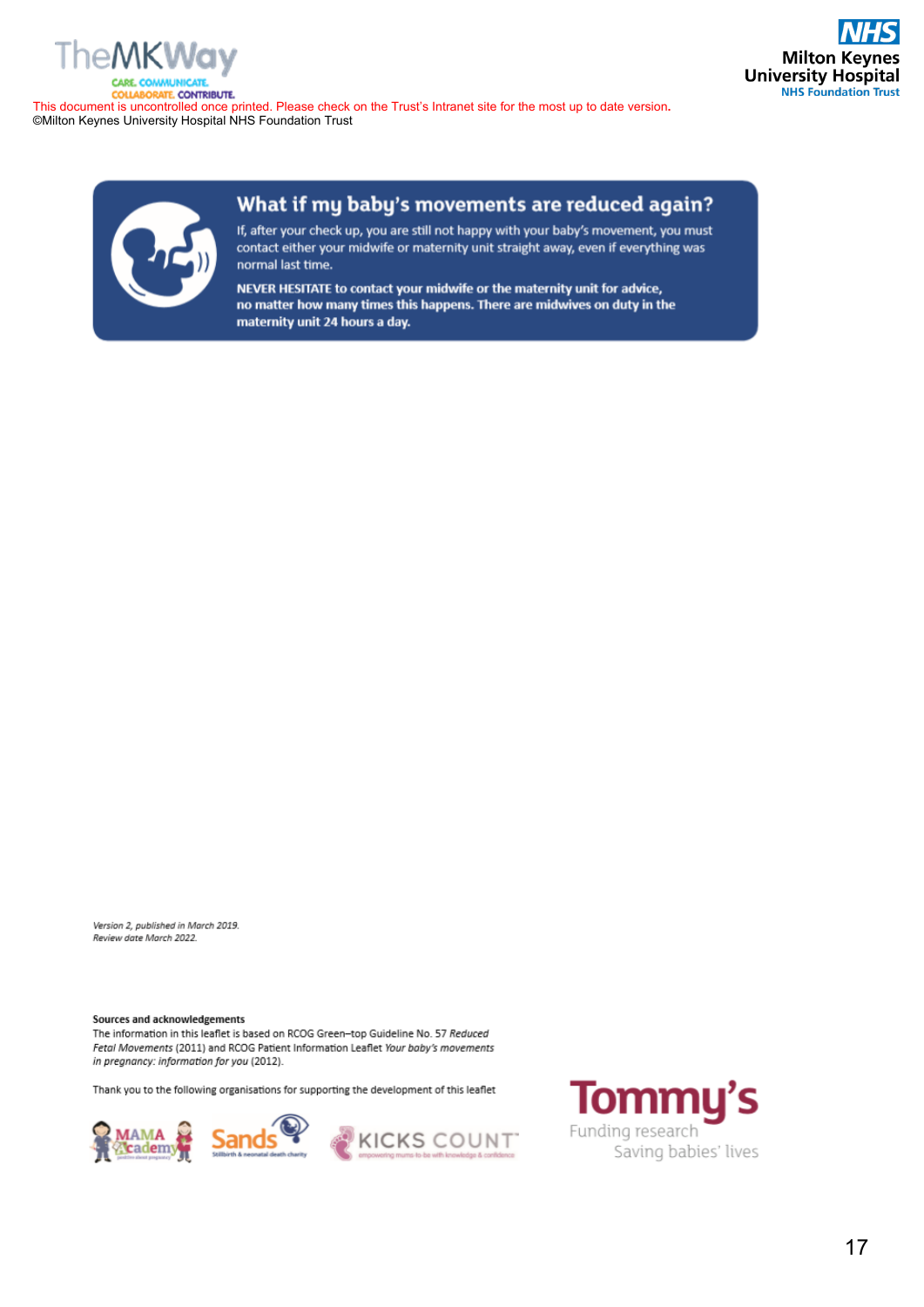This document is uncontrolled once printed. Please check on the Trust's Intranet site for the most up to date version.
©Milton Keynes University Hospital NHS Foundation Trust

## What if my baby's movements are reduced again?

If, after your check up, you are still not happy with your baby's movement, you must contact either your midwife or maternity unit straight away, even if everything was normal last time.

**NEVER HESITATE to contact your midwife or the maternity unit for advice, no matter how many times this happens. There are midwives on duty in the maternity unit 24 hours a day.**

*Version 2, published in March 2019.*
*Review date March 2022.*

**Sources and acknowledgements**

The information in this leaflet is based on RCOG Green–top Guideline No. 57 *Reduced Fetal Movements* (2011) and RCOG Patient Information Leaflet *Your baby's movements in pregnancy: information for you* (2012).

Thank you to the following organisations for supporting the development of this leaflet

MAMA Academy

Sands – Stillbirth & neonatal death charity

KICKS COUNT – empowering mums-to-be with knowledge & confidence

Tommy's – Funding research, Saving babies' lives